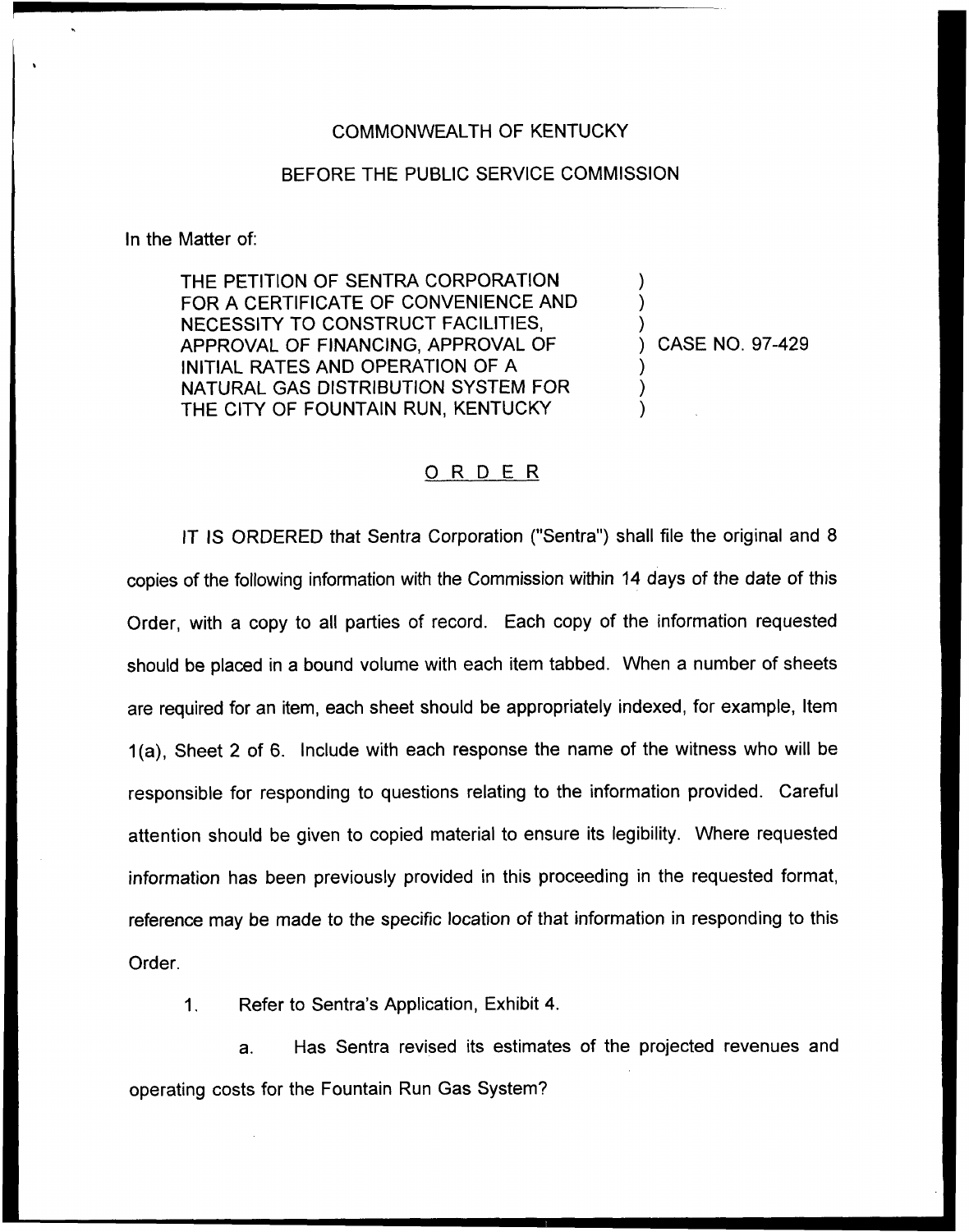COMMONWEALTH OF KENTUCKY

BEFORE THE PUBLIC SERVICE COMMISSION

In the Matter of:

THE PETITION OF SENTRA CORPORATION FOR A CERTIFICATE OF CONVENIENCE AND NECESSITY TO CONSTRUCT FACILITIES, APPROVAL OF FINANCING, APPROVAL OF INITIAL RATES AND OPERATION OF A NATURAL GAS DISTRIBUTION SYSTEM FOR THE CITY OF FOUNTAIN RUN, KENTUCKY ) CASE NO. 97-429

ORDER

IT IS ORDERED that Sentra Corporation ("Sentra") shall file the original and 8 copies of the following information with the Commission within 14 days of the date of this Order, with a copy to all parties of record. Each copy of the information requested should be placed in a bound volume with each item tabbed. When a number of sheets are required for an item, each sheet should be appropriately indexed, for example, Item 1(a), Sheet 2 of 6. Include with each response the name of the witness who will be responsible for responding to questions relating to the information provided. Careful attention should be given to copied material to ensure its legibility. Where requested information has been previously provided in this proceeding in the requested format, reference may be made to the specific location of that information in responding to this Order.

1. Refer to Sentra's Application, Exhibit 4.

   a. Has Sentra revised its estimates of the projected revenues and operating costs for the Fountain Run Gas System?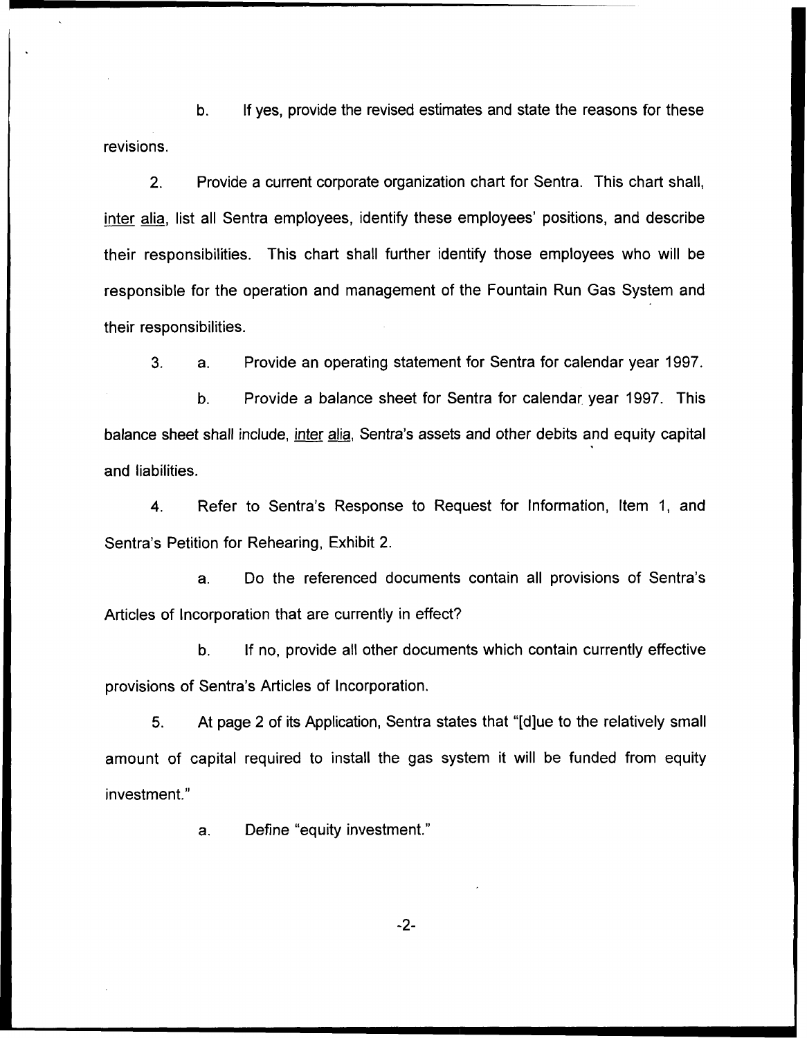b. If yes, provide the revised estimates and state the reasons for these revisions.

2. Provide a current corporate organization chart for Sentra. This chart shall, inter alia, list all Sentra employees, identify these employees' positions, and describe their responsibilities. This chart shall further identify those employees who will be responsible for the operation and management of the Fountain Run Gas System and their responsibilities.

3. a. Provide an operating statement for Sentra for calendar year 1997.

b. Provide a balance sheet for Sentra for calendar year 1997. This balance sheet shall include, inter alia, Sentra's assets and other debits and equity capital and liabilities.

4. Refer to Sentra's Response to Request for Information, Item 1, and Sentra's Petition for Rehearing, Exhibit 2.

a. Do the referenced documents contain all provisions of Sentra's Articles of Incorporation that are currently in effect?

b. If no, provide all other documents which contain currently effective provisions of Sentra's Articles of Incorporation.

5. At page 2 of its Application, Sentra states that "[d]ue to the relatively small amount of capital required to install the gas system it will be funded from equity investment."

a. Define "equity investment."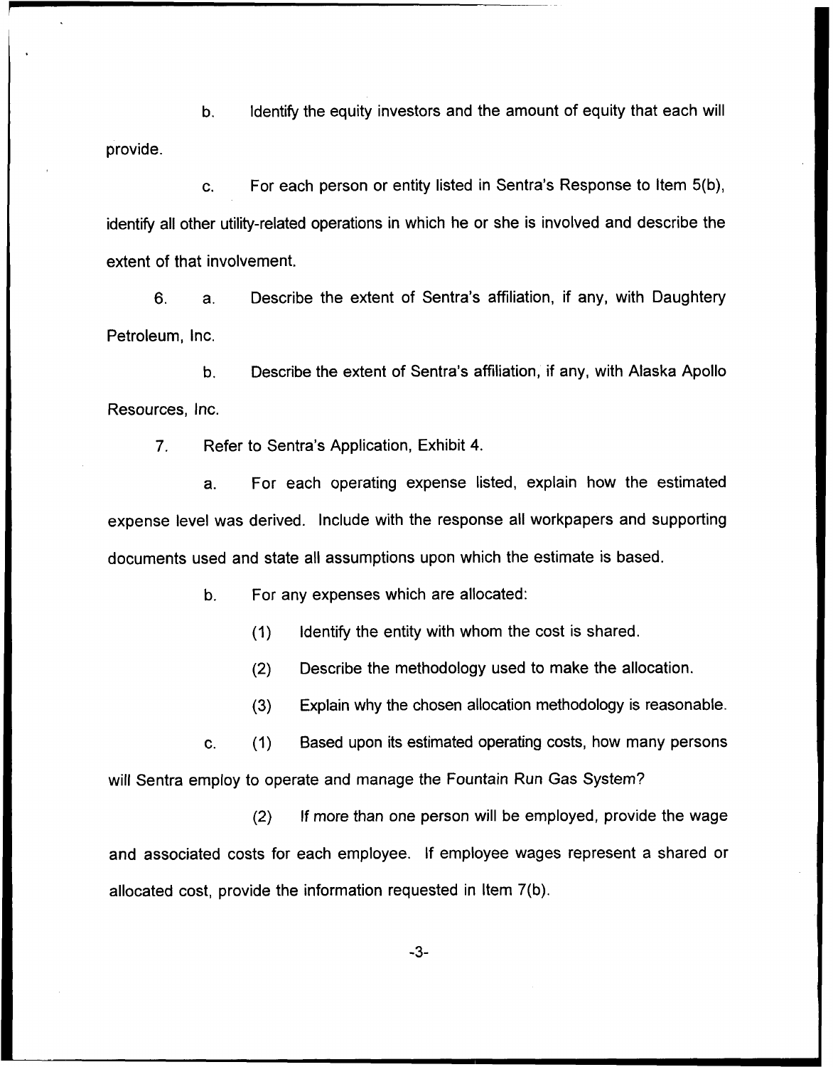b. Identify the equity investors and the amount of equity that each will provide.

c. For each person or entity listed in Sentra's Response to Item 5(b), identify all other utility-related operations in which he or she is involved and describe the extent of that involvement.

6. a. Describe the extent of Sentra's affiliation, if any, with Daughtery Petroleum, Inc.

b. Describe the extent of Sentra's affiliation, if any, with Alaska Apollo Resources, Inc.

7. Refer to Sentra's Application, Exhibit 4.

a. For each operating expense listed, explain how the estimated expense level was derived. Include with the response all workpapers and supporting documents used and state all assumptions upon which the estimate is based.

b. For any expenses which are allocated:

(1) Identify the entity with whom the cost is shared.

(2) Describe the methodology used to make the allocation.

(3) Explain why the chosen allocation methodology is reasonable.

c. (1) Based upon its estimated operating costs, how many persons will Sentra employ to operate and manage the Fountain Run Gas System?

(2) If more than one person will be employed, provide the wage and associated costs for each employee. If employee wages represent a shared or allocated cost, provide the information requested in Item 7(b).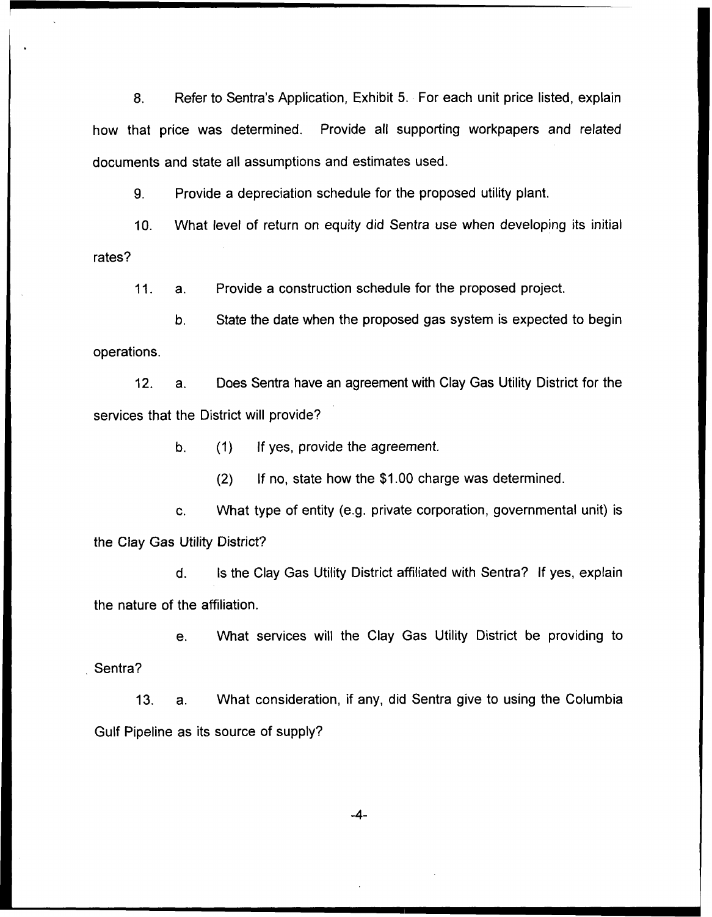8. Refer to Sentra's Application, Exhibit 5. For each unit price listed, explain how that price was determined. Provide all supporting workpapers and related documents and state all assumptions and estimates used.

9. Provide a depreciation schedule for the proposed utility plant.

10. What level of return on equity did Sentra use when developing its initial rates?

11. a. Provide a construction schedule for the proposed project.

b. State the date when the proposed gas system is expected to begin operations.

12. a. Does Sentra have an agreement with Clay Gas Utility District for the services that the District will provide?

b. (1) If yes, provide the agreement.

(2) If no, state how the $1.00 charge was determined.

c. What type of entity (e.g. private corporation, governmental unit) is the Clay Gas Utility District?

d. Is the Clay Gas Utility District affiliated with Sentra? If yes, explain the nature of the affiliation.

e. What services will the Clay Gas Utility District be providing to Sentra?

13. a. What consideration, if any, did Sentra give to using the Columbia Gulf Pipeline as its source of supply?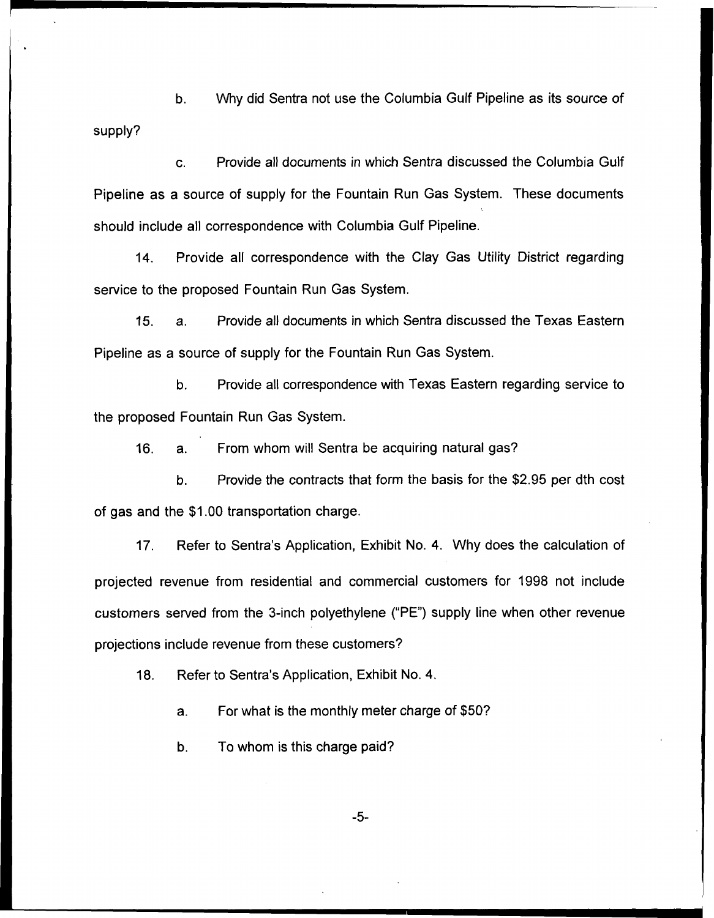b. Why did Sentra not use the Columbia Gulf Pipeline as its source of supply?

c. Provide all documents in which Sentra discussed the Columbia Gulf Pipeline as a source of supply for the Fountain Run Gas System. These documents should include all correspondence with Columbia Gulf Pipeline.

14. Provide all correspondence with the Clay Gas Utility District regarding service to the proposed Fountain Run Gas System.

15. a. Provide all documents in which Sentra discussed the Texas Eastern Pipeline as a source of supply for the Fountain Run Gas System.

b. Provide all correspondence with Texas Eastern regarding service to the proposed Fountain Run Gas System.

16. a. From whom will Sentra be acquiring natural gas?

b. Provide the contracts that form the basis for the $2.95 per dth cost of gas and the $1.00 transportation charge.

17. Refer to Sentra's Application, Exhibit No. 4. Why does the calculation of projected revenue from residential and commercial customers for 1998 not include customers served from the 3-inch polyethylene ("PE") supply line when other revenue projections include revenue from these customers?

18. Refer to Sentra's Application, Exhibit No. 4.

a. For what is the monthly meter charge of $50?

b. To whom is this charge paid?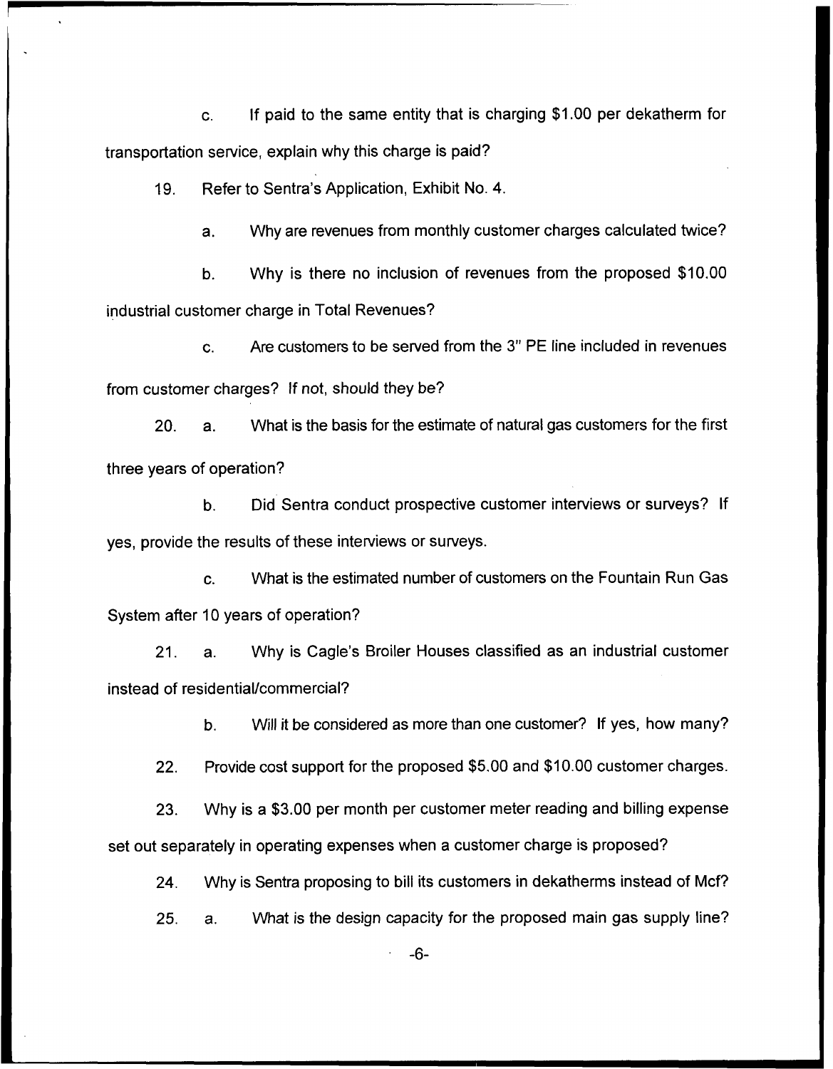c. If paid to the same entity that is charging $1.00 per dekatherm for transportation service, explain why this charge is paid?

19. Refer to Sentra's Application, Exhibit No. 4.

a. Why are revenues from monthly customer charges calculated twice?

b. Why is there no inclusion of revenues from the proposed $10.00 industrial customer charge in Total Revenues?

c. Are customers to be served from the 3" PE line included in revenues from customer charges? If not, should they be?

20. a. What is the basis for the estimate of natural gas customers for the first three years of operation?

b. Did Sentra conduct prospective customer interviews or surveys? If yes, provide the results of these interviews or surveys.

c. What is the estimated number of customers on the Fountain Run Gas System after 10 years of operation?

21. a. Why is Cagle's Broiler Houses classified as an industrial customer instead of residential/commercial?

b. Will it be considered as more than one customer? If yes, how many?

22. Provide cost support for the proposed $5.00 and $10.00 customer charges.

23. Why is a $3.00 per month per customer meter reading and billing expense set out separately in operating expenses when a customer charge is proposed?

24. Why is Sentra proposing to bill its customers in dekatherms instead of Mcf?

25. a. What is the design capacity for the proposed main gas supply line?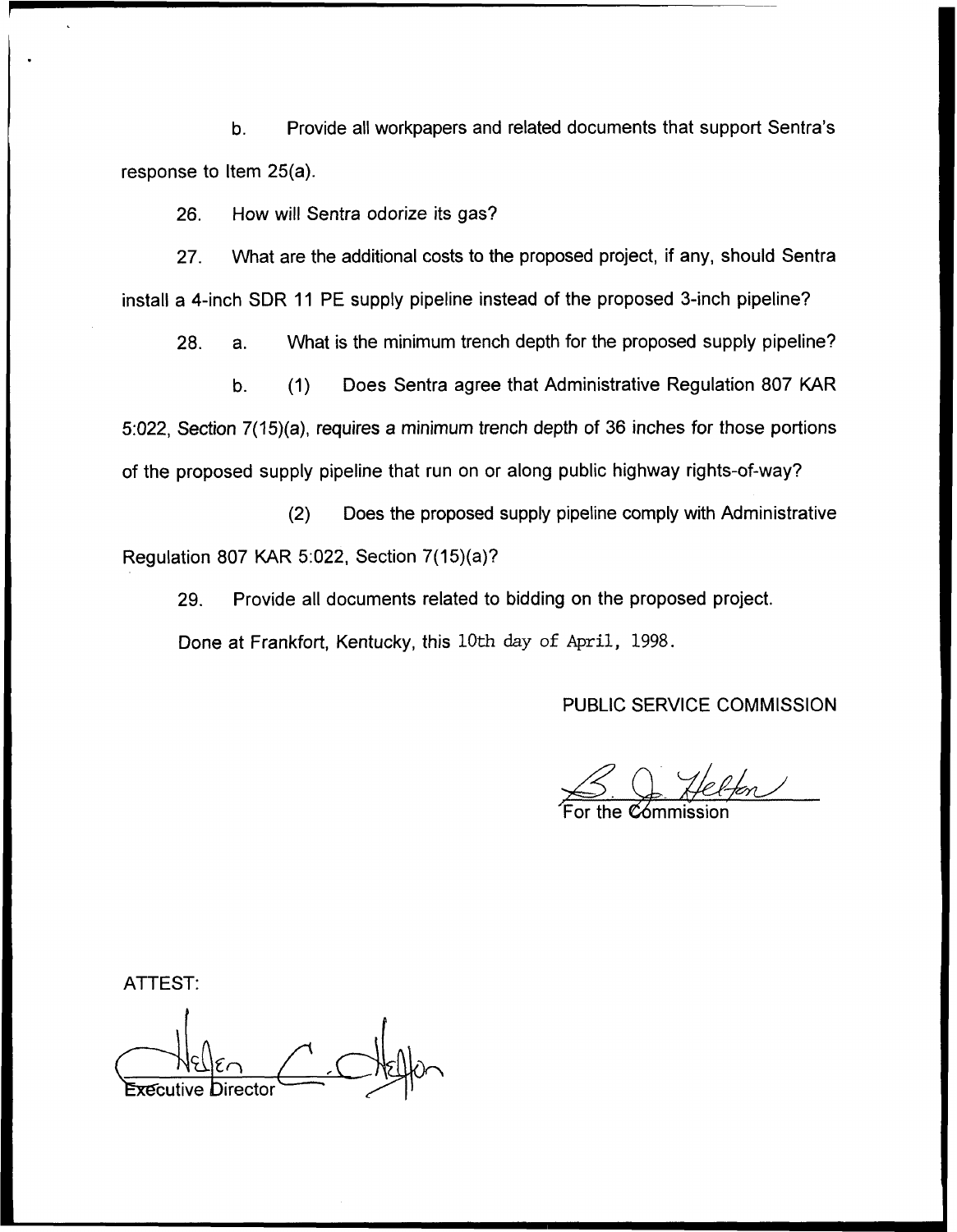b. Provide all workpapers and related documents that support Sentra's response to Item 25(a).

26. How will Sentra odorize its gas?

27. What are the additional costs to the proposed project, if any, should Sentra install a 4-inch SDR 11 PE supply pipeline instead of the proposed 3-inch pipeline?

28. a. What is the minimum trench depth for the proposed supply pipeline?

b. (1) Does Sentra agree that Administrative Regulation 807 KAR 5:022, Section 7(15)(a), requires a minimum trench depth of 36 inches for those portions of the proposed supply pipeline that run on or along public highway rights-of-way?

(2) Does the proposed supply pipeline comply with Administrative Regulation 807 KAR 5:022, Section 7(15)(a)?

29. Provide all documents related to bidding on the proposed project.

Done at Frankfort, Kentucky, this 10th day of April, 1998.

PUBLIC SERVICE COMMISSION

For the Commission

ATTEST:

Executive Director